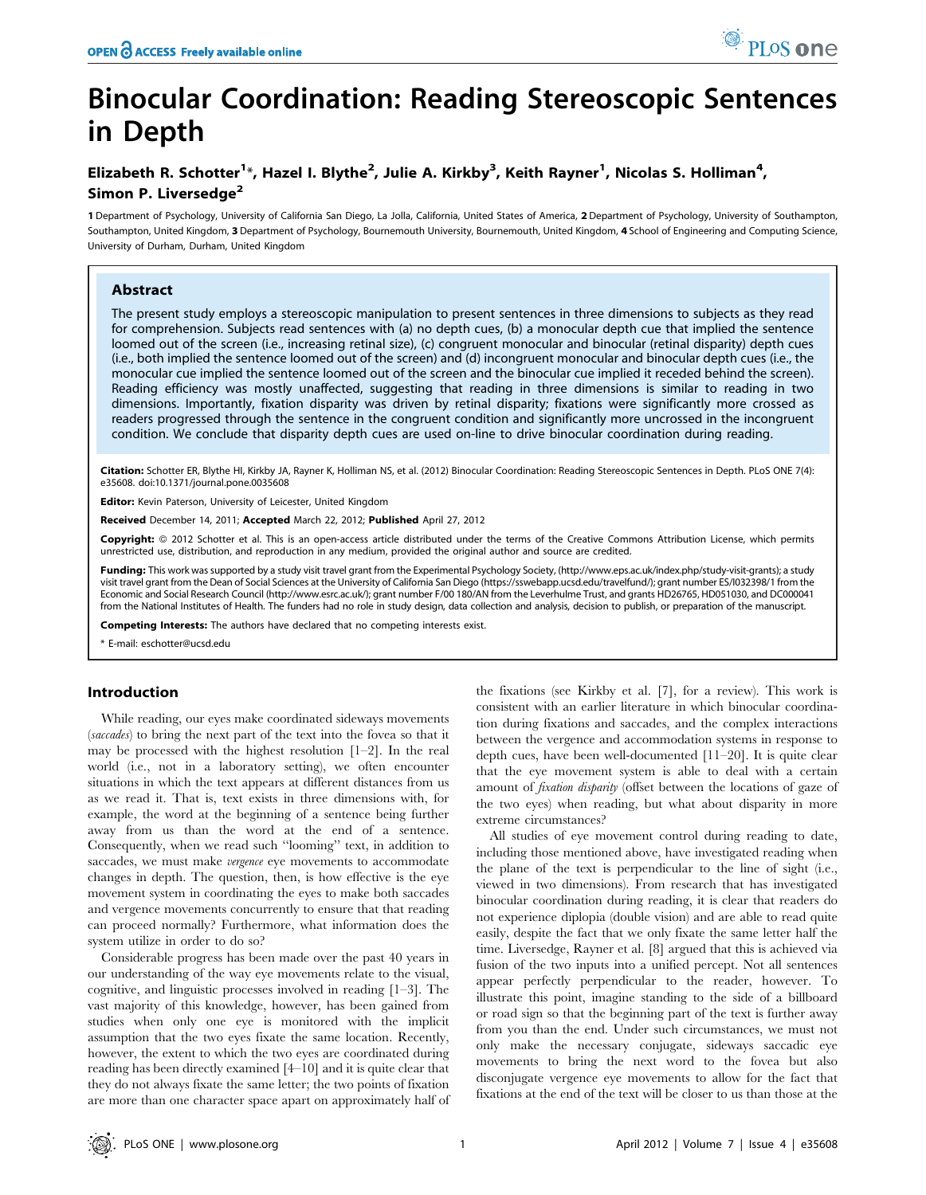# Binocular Coordination: Reading Stereoscopic Sentences in Depth

**Elizabeth R. Schotter[1]\*, Hazel I. Blythe[2], Julie A. Kirkby[3], Keith Rayner[1], Nicolas S. Holliman[4], Simon P. Liversedge[2]**

**1** Department of Psychology, University of California San Diego, La Jolla, California, United States of America, **2** Department of Psychology, University of Southampton, Southampton, United Kingdom, **3** Department of Psychology, Bournemouth University, Bournemouth, United Kingdom, **4** School of Engineering and Computing Science, University of Durham, Durham, United Kingdom

## Abstract

The present study employs a stereoscopic manipulation to present sentences in three dimensions to subjects as they read for comprehension. Subjects read sentences with (a) no depth cues, (b) a monocular depth cue that implied the sentence loomed out of the screen (i.e., increasing retinal size), (c) congruent monocular and binocular (retinal disparity) depth cues (i.e., both implied the sentence loomed out of the screen) and (d) incongruent monocular and binocular depth cues (i.e., the monocular cue implied the sentence loomed out of the screen and the binocular cue implied it receded behind the screen). Reading efficiency was mostly unaffected, suggesting that reading in three dimensions is similar to reading in two dimensions. Importantly, fixation disparity was driven by retinal disparity; fixations were significantly more crossed as readers progressed through the sentence in the congruent condition and significantly more uncrossed in the incongruent condition. We conclude that disparity depth cues are used on-line to drive binocular coordination during reading.

**Citation:** Schotter ER, Blythe HI, Kirkby JA, Rayner K, Holliman NS, et al. (2012) Binocular Coordination: Reading Stereoscopic Sentences in Depth. PLoS ONE 7(4): e35608. doi:10.1371/journal.pone.0035608

**Editor:** Kevin Paterson, University of Leicester, United Kingdom

**Received** December 14, 2011; **Accepted** March 22, 2012; **Published** April 27, 2012

**Copyright:** © 2012 Schotter et al. This is an open-access article distributed under the terms of the Creative Commons Attribution License, which permits unrestricted use, distribution, and reproduction in any medium, provided the original author and source are credited.

**Funding:** This work was supported by a study visit travel grant from the Experimental Psychology Society, (http://www.eps.ac.uk/index.php/study-visit-grants); a study visit travel grant from the Dean of Social Sciences at the University of California San Diego (https://sswebapp.ucsd.edu/travelfund/); grant number ES/I032398/1 from the Economic and Social Research Council (http://www.esrc.ac.uk/); grant number F/00 180/AN from the Leverhulme Trust, and grants HD26765, HD051030, and DC000041 from the National Institutes of Health. The funders had no role in study design, data collection and analysis, decision to publish, or preparation of the manuscript.

**Competing Interests:** The authors have declared that no competing interests exist.

\* E-mail: eschotter@ucsd.edu

## Introduction

While reading, our eyes make coordinated sideways movements (*saccades*) to bring the next part of the text into the fovea so that it may be processed with the highest resolution [1–2]. In the real world (i.e., not in a laboratory setting), we often encounter situations in which the text appears at different distances from us as we read it. That is, text exists in three dimensions with, for example, the word at the beginning of a sentence being further away from us than the word at the end of a sentence. Consequently, when we read such "looming" text, in addition to saccades, we must make *vergence* eye movements to accommodate changes in depth. The question, then, is how effective is the eye movement system in coordinating the eyes to make both saccades and vergence movements concurrently to ensure that that reading can proceed normally? Furthermore, what information does the system utilize in order to do so?

Considerable progress has been made over the past 40 years in our understanding of the way eye movements relate to the visual, cognitive, and linguistic processes involved in reading [1–3]. The vast majority of this knowledge, however, has been gained from studies when only one eye is monitored with the implicit assumption that the two eyes fixate the same location. Recently, however, the extent to which the two eyes are coordinated during reading has been directly examined [4–10] and it is quite clear that they do not always fixate the same letter; the two points of fixation are more than one character space apart on approximately half of the fixations (see Kirkby et al. [7], for a review). This work is consistent with an earlier literature in which binocular coordination during fixations and saccades, and the complex interactions between the vergence and accommodation systems in response to depth cues, have been well-documented [11–20]. It is quite clear that the eye movement system is able to deal with a certain amount of *fixation disparity* (offset between the locations of gaze of the two eyes) when reading, but what about disparity in more extreme circumstances?

All studies of eye movement control during reading to date, including those mentioned above, have investigated reading when the plane of the text is perpendicular to the line of sight (i.e., viewed in two dimensions). From research that has investigated binocular coordination during reading, it is clear that readers do not experience diplopia (double vision) and are able to read quite easily, despite the fact that we only fixate the same letter half the time. Liversedge, Rayner et al. [8] argued that this is achieved via fusion of the two inputs into a unified percept. Not all sentences appear perfectly perpendicular to the reader, however. To illustrate this point, imagine standing to the side of a billboard or road sign so that the beginning part of the text is further away from you than the end. Under such circumstances, we must not only make the necessary conjugate, sideways saccadic eye movements to bring the next word to the fovea but also disconjugate vergence eye movements to allow for the fact that fixations at the end of the text will be closer to us than those at the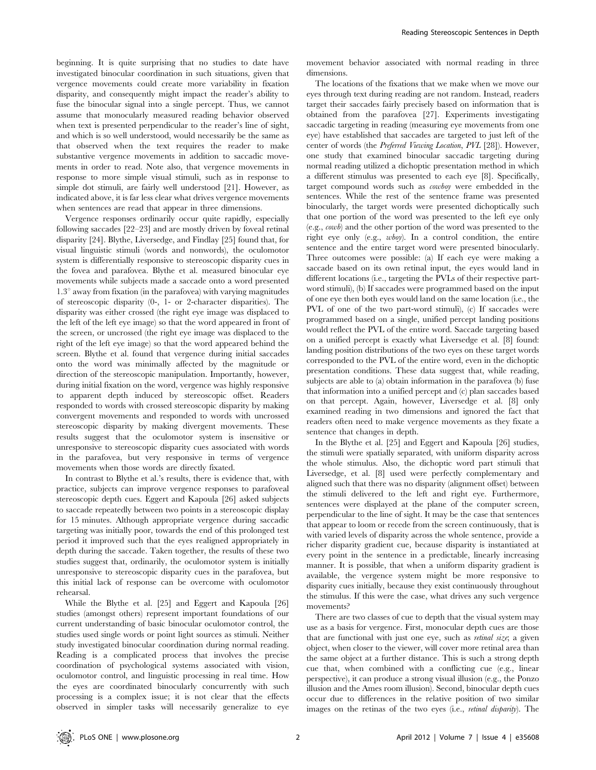beginning. It is quite surprising that no studies to date have investigated binocular coordination in such situations, given that vergence movements could create more variability in fixation disparity, and consequently might impact the reader's ability to fuse the binocular signal into a single percept. Thus, we cannot assume that monocularly measured reading behavior observed when text is presented perpendicular to the reader's line of sight, and which is so well understood, would necessarily be the same as that observed when the text requires the reader to make substantive vergence movements in addition to saccadic movements in order to read. Note also, that vergence movements in response to more simple visual stimuli, such as in response to simple dot stimuli, are fairly well understood [21]. However, as indicated above, it is far less clear what drives vergence movements when sentences are read that appear in three dimensions.

Vergence responses ordinarily occur quite rapidly, especially following saccades [22–23] and are mostly driven by foveal retinal disparity [24]. Blythe, Liversedge, and Findlay [25] found that, for visual linguistic stimuli (words and nonwords), the oculomotor system is differentially responsive to stereoscopic disparity cues in the fovea and parafovea. Blythe et al. measured binocular eye movements while subjects made a saccade onto a word presented 1.3° away from fixation (in the parafovea) with varying magnitudes of stereoscopic disparity (0-, 1- or 2-character disparities). The disparity was either crossed (the right eye image was displaced to the left of the left eye image) so that the word appeared in front of the screen, or uncrossed (the right eye image was displaced to the right of the left eye image) so that the word appeared behind the screen. Blythe et al. found that vergence during initial saccades onto the word was minimally affected by the magnitude or direction of the stereoscopic manipulation. Importantly, however, during initial fixation on the word, vergence was highly responsive to apparent depth induced by stereoscopic offset. Readers responded to words with crossed stereoscopic disparity by making convergent movements and responded to words with uncrossed stereoscopic disparity by making divergent movements. These results suggest that the oculomotor system is insensitive or unresponsive to stereoscopic disparity cues associated with words in the parafovea, but very responsive in terms of vergence movements when those words are directly fixated.

In contrast to Blythe et al.'s results, there is evidence that, with practice, subjects can improve vergence responses to parafoveal stereoscopic depth cues. Eggert and Kapoula [26] asked subjects to saccade repeatedly between two points in a stereoscopic display for 15 minutes. Although appropriate vergence during saccadic targeting was initially poor, towards the end of this prolonged test period it improved such that the eyes realigned appropriately in depth during the saccade. Taken together, the results of these two studies suggest that, ordinarily, the oculomotor system is initially unresponsive to stereoscopic disparity cues in the parafovea, but this initial lack of response can be overcome with oculomotor rehearsal.

While the Blythe et al. [25] and Eggert and Kapoula [26] studies (amongst others) represent important foundations of our current understanding of basic binocular oculomotor control, the studies used single words or point light sources as stimuli. Neither study investigated binocular coordination during normal reading. Reading is a complicated process that involves the precise coordination of psychological systems associated with vision, oculomotor control, and linguistic processing in real time. How the eyes are coordinated binocularly concurrently with such processing is a complex issue; it is not clear that the effects observed in simpler tasks will necessarily generalize to eye movement behavior associated with normal reading in three dimensions.

The locations of the fixations that we make when we move our eyes through text during reading are not random. Instead, readers target their saccades fairly precisely based on information that is obtained from the parafovea [27]. Experiments investigating saccadic targeting in reading (measuring eye movements from one eye) have established that saccades are targeted to just left of the center of words (the *Preferred Viewing Location*, *PVL* [28]). However, one study that examined binocular saccadic targeting during normal reading utilized a dichoptic presentation method in which a different stimulus was presented to each eye [8]. Specifically, target compound words such as *cowboy* were embedded in the sentences. While the rest of the sentence frame was presented binocularly, the target words were presented dichoptically such that one portion of the word was presented to the left eye only (e.g., *cowb*) and the other portion of the word was presented to the right eye only (e.g., *wboy*). In a control condition, the entire sentence and the entire target word were presented binocularly. Three outcomes were possible: (a) If each eye were making a saccade based on its own retinal input, the eyes would land in different locations (i.e., targeting the PVLs of their respective part-word stimuli), (b) If saccades were programmed based on the input of one eye then both eyes would land on the same location (i.e., the PVL of one of the two part-word stimuli), (c) If saccades were programmed based on a single, unified percept landing positions would reflect the PVL of the entire word. Saccade targeting based on a unified percept is exactly what Liversedge et al. [8] found: landing position distributions of the two eyes on these target words corresponded to the PVL of the entire word, even in the dichoptic presentation conditions. These data suggest that, while reading, subjects are able to (a) obtain information in the parafovea (b) fuse that information into a unified percept and (c) plan saccades based on that percept. Again, however, Liversedge et al. [8] only examined reading in two dimensions and ignored the fact that readers often need to make vergence movements as they fixate a sentence that changes in depth.

In the Blythe et al. [25] and Eggert and Kapoula [26] studies, the stimuli were spatially separated, with uniform disparity across the whole stimulus. Also, the dichoptic word part stimuli that Liversedge, et al. [8] used were perfectly complementary and aligned such that there was no disparity (alignment offset) between the stimuli delivered to the left and right eye. Furthermore, sentences were displayed at the plane of the computer screen, perpendicular to the line of sight. It may be the case that sentences that appear to loom or recede from the screen continuously, that is with varied levels of disparity across the whole sentence, provide a richer disparity gradient cue, because disparity is instantiated at every point in the sentence in a predictable, linearly increasing manner. It is possible, that when a uniform disparity gradient is available, the vergence system might be more responsive to disparity cues initially, because they exist continuously throughout the stimulus. If this were the case, what drives any such vergence movements?

There are two classes of cue to depth that the visual system may use as a basis for vergence. First, monocular depth cues are those that are functional with just one eye, such as *retinal size*; a given object, when closer to the viewer, will cover more retinal area than the same object at a further distance. This is such a strong depth cue that, when combined with a conflicting cue (e.g., linear perspective), it can produce a strong visual illusion (e.g., the Ponzo illusion and the Ames room illusion). Second, binocular depth cues occur due to differences in the relative position of two similar images on the retinas of the two eyes (i.e., *retinal disparity*). The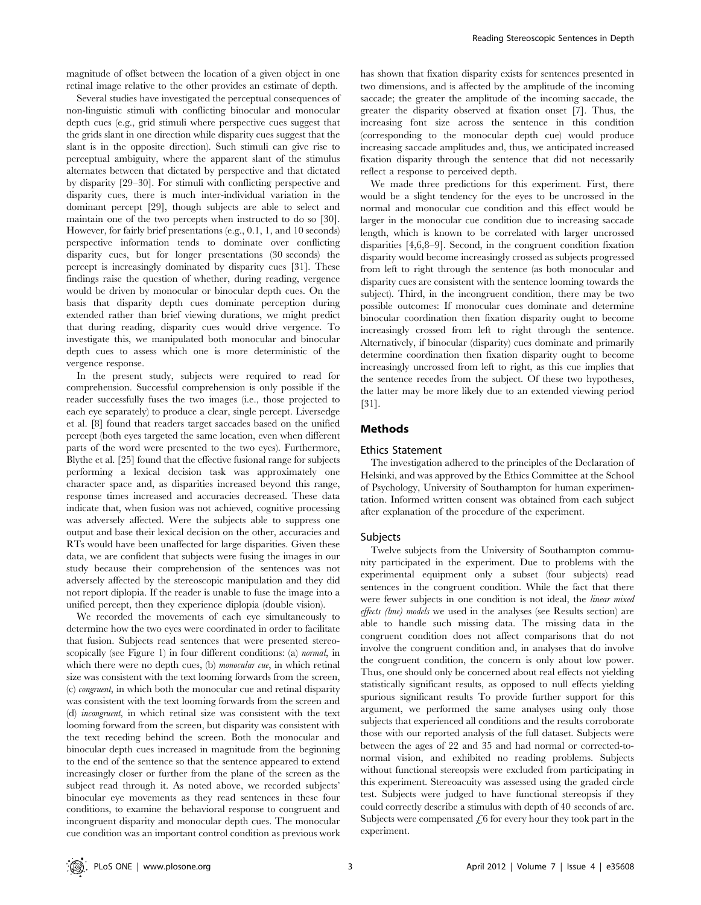magnitude of offset between the location of a given object in one retinal image relative to the other provides an estimate of depth.

Several studies have investigated the perceptual consequences of non-linguistic stimuli with conflicting binocular and monocular depth cues (e.g., grid stimuli where perspective cues suggest that the grids slant in one direction while disparity cues suggest that the slant is in the opposite direction). Such stimuli can give rise to perceptual ambiguity, where the apparent slant of the stimulus alternates between that dictated by perspective and that dictated by disparity [29–30]. For stimuli with conflicting perspective and disparity cues, there is much inter-individual variation in the dominant percept [29], though subjects are able to select and maintain one of the two percepts when instructed to do so [30]. However, for fairly brief presentations (e.g., 0.1, 1, and 10 seconds) perspective information tends to dominate over conflicting disparity cues, but for longer presentations (30 seconds) the percept is increasingly dominated by disparity cues [31]. These findings raise the question of whether, during reading, vergence would be driven by monocular or binocular depth cues. On the basis that disparity depth cues dominate perception during extended rather than brief viewing durations, we might predict that during reading, disparity cues would drive vergence. To investigate this, we manipulated both monocular and binocular depth cues to assess which one is more deterministic of the vergence response.

In the present study, subjects were required to read for comprehension. Successful comprehension is only possible if the reader successfully fuses the two images (i.e., those projected to each eye separately) to produce a clear, single percept. Liversedge et al. [8] found that readers target saccades based on the unified percept (both eyes targeted the same location, even when different parts of the word were presented to the two eyes). Furthermore, Blythe et al. [25] found that the effective fusional range for subjects performing a lexical decision task was approximately one character space and, as disparities increased beyond this range, response times increased and accuracies decreased. These data indicate that, when fusion was not achieved, cognitive processing was adversely affected. Were the subjects able to suppress one output and base their lexical decision on the other, accuracies and RTs would have been unaffected for large disparities. Given these data, we are confident that subjects were fusing the images in our study because their comprehension of the sentences was not adversely affected by the stereoscopic manipulation and they did not report diplopia. If the reader is unable to fuse the image into a unified percept, then they experience diplopia (double vision).

We recorded the movements of each eye simultaneously to determine how the two eyes were coordinated in order to facilitate that fusion. Subjects read sentences that were presented stereoscopically (see Figure 1) in four different conditions: (a) *normal*, in which there were no depth cues, (b) *monocular cue*, in which retinal size was consistent with the text looming forwards from the screen, (c) *congruent*, in which both the monocular cue and retinal disparity was consistent with the text looming forwards from the screen and (d) *incongruent*, in which retinal size was consistent with the text looming forward from the screen, but disparity was consistent with the text receding behind the screen. Both the monocular and binocular depth cues increased in magnitude from the beginning to the end of the sentence so that the sentence appeared to extend increasingly closer or further from the plane of the screen as the subject read through it. As noted above, we recorded subjects' binocular eye movements as they read sentences in these four conditions, to examine the behavioral response to congruent and incongruent disparity and monocular depth cues. The monocular cue condition was an important control condition as previous work has shown that fixation disparity exists for sentences presented in two dimensions, and is affected by the amplitude of the incoming saccade; the greater the amplitude of the incoming saccade, the greater the disparity observed at fixation onset [7]. Thus, the increasing font size across the sentence in this condition (corresponding to the monocular depth cue) would produce increasing saccade amplitudes and, thus, we anticipated increased fixation disparity through the sentence that did not necessarily reflect a response to perceived depth.

We made three predictions for this experiment. First, there would be a slight tendency for the eyes to be uncrossed in the normal and monocular cue condition and this effect would be larger in the monocular cue condition due to increasing saccade length, which is known to be correlated with larger uncrossed disparities [4,6,8–9]. Second, in the congruent condition fixation disparity would become increasingly crossed as subjects progressed from left to right through the sentence (as both monocular and disparity cues are consistent with the sentence looming towards the subject). Third, in the incongruent condition, there may be two possible outcomes: If monocular cues dominate and determine binocular coordination then fixation disparity ought to become increasingly crossed from left to right through the sentence. Alternatively, if binocular (disparity) cues dominate and primarily determine coordination then fixation disparity ought to become increasingly uncrossed from left to right, as this cue implies that the sentence recedes from the subject. Of these two hypotheses, the latter may be more likely due to an extended viewing period [31].

## Methods

### Ethics Statement

The investigation adhered to the principles of the Declaration of Helsinki, and was approved by the Ethics Committee at the School of Psychology, University of Southampton for human experimentation. Informed written consent was obtained from each subject after explanation of the procedure of the experiment.

### Subjects

Twelve subjects from the University of Southampton community participated in the experiment. Due to problems with the experimental equipment only a subset (four subjects) read sentences in the congruent condition. While the fact that there were fewer subjects in one condition is not ideal, the *linear mixed effects (lme) models* we used in the analyses (see Results section) are able to handle such missing data. The missing data in the congruent condition does not affect comparisons that do not involve the congruent condition and, in analyses that do involve the congruent condition, the concern is only about low power. Thus, one should only be concerned about real effects not yielding statistically significant results, as opposed to null effects yielding spurious significant results To provide further support for this argument, we performed the same analyses using only those subjects that experienced all conditions and the results corroborate those with our reported analysis of the full dataset. Subjects were between the ages of 22 and 35 and had normal or corrected-to-normal vision, and exhibited no reading problems. Subjects without functional stereopsis were excluded from participating in this experiment. Stereoacuity was assessed using the graded circle test. Subjects were judged to have functional stereopsis if they could correctly describe a stimulus with depth of 40 seconds of arc. Subjects were compensated £6 for every hour they took part in the experiment.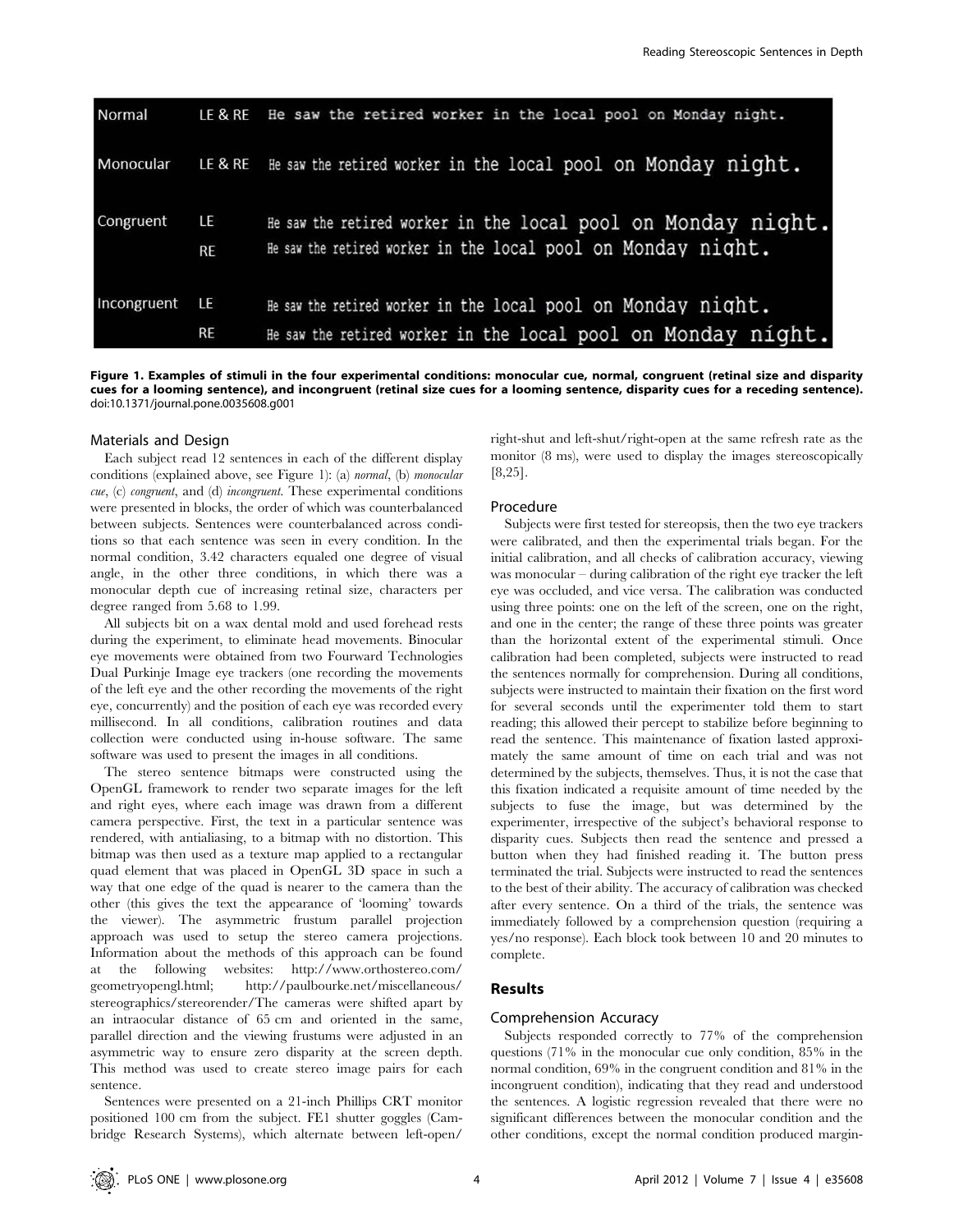| | | |
|---|---|---|
| Normal | LE & RE | He saw the retired worker in the local pool on Monday night. |
| Monocular | LE & RE | He saw the retired worker in the local pool on Monday night. |
| Congruent | LE | He saw the retired worker in the local pool on Monday night. |
| | RE | He saw the retired worker in the local pool on Monday night. |
| Incongruent | LE | He saw the retired worker in the local pool on Monday night. |
| | RE | He saw the retired worker in the local pool on Monday night. |

**Figure 1. Examples of stimuli in the four experimental conditions: monocular cue, normal, congruent (retinal size and disparity cues for a looming sentence), and incongruent (retinal size cues for a looming sentence, disparity cues for a receding sentence).**
doi:10.1371/journal.pone.0035608.g001

### Materials and Design

Each subject read 12 sentences in each of the different display conditions (explained above, see Figure 1): (a) *normal*, (b) *monocular cue*, (c) *congruent*, and (d) *incongruent*. These experimental conditions were presented in blocks, the order of which was counterbalanced between subjects. Sentences were counterbalanced across conditions so that each sentence was seen in every condition. In the normal condition, 3.42 characters equaled one degree of visual angle, in the other three conditions, in which there was a monocular depth cue of increasing retinal size, characters per degree ranged from 5.68 to 1.99.

All subjects bit on a wax dental mold and used forehead rests during the experiment, to eliminate head movements. Binocular eye movements were obtained from two Fourward Technologies Dual Purkinje Image eye trackers (one recording the movements of the left eye and the other recording the movements of the right eye, concurrently) and the position of each eye was recorded every millisecond. In all conditions, calibration routines and data collection were conducted using in-house software. The same software was used to present the images in all conditions.

The stereo sentence bitmaps were constructed using the OpenGL framework to render two separate images for the left and right eyes, where each image was drawn from a different camera perspective. First, the text in a particular sentence was rendered, with antialiasing, to a bitmap with no distortion. This bitmap was then used as a texture map applied to a rectangular quad element that was placed in OpenGL 3D space in such a way that one edge of the quad is nearer to the camera than the other (this gives the text the appearance of 'looming' towards the viewer). The asymmetric frustum parallel projection approach was used to setup the stereo camera projections. Information about the methods of this approach can be found at the following websites: http://www.orthostereo.com/geometryopengl.html; http://paulbourke.net/miscellaneous/stereographics/stereorender/The cameras were shifted apart by an intraocular distance of 65 cm and oriented in the same, parallel direction and the viewing frustums were adjusted in an asymmetric way to ensure zero disparity at the screen depth. This method was used to create stereo image pairs for each sentence.

Sentences were presented on a 21-inch Phillips CRT monitor positioned 100 cm from the subject. FE1 shutter goggles (Cambridge Research Systems), which alternate between left-open/right-shut and left-shut/right-open at the same refresh rate as the monitor (8 ms), were used to display the images stereoscopically [8,25].

### Procedure

Subjects were first tested for stereopsis, then the two eye trackers were calibrated, and then the experimental trials began. For the initial calibration, and all checks of calibration accuracy, viewing was monocular – during calibration of the right eye tracker the left eye was occluded, and vice versa. The calibration was conducted using three points: one on the left of the screen, one on the right, and one in the center; the range of these three points was greater than the horizontal extent of the experimental stimuli. Once calibration had been completed, subjects were instructed to read the sentences normally for comprehension. During all conditions, subjects were instructed to maintain their fixation on the first word for several seconds until the experimenter told them to start reading; this allowed their percept to stabilize before beginning to read the sentence. This maintenance of fixation lasted approximately the same amount of time on each trial and was not determined by the subjects, themselves. Thus, it is not the case that this fixation indicated a requisite amount of time needed by the subjects to fuse the image, but was determined by the experimenter, irrespective of the subject's behavioral response to disparity cues. Subjects then read the sentence and pressed a button when they had finished reading it. The button press terminated the trial. Subjects were instructed to read the sentences to the best of their ability. The accuracy of calibration was checked after every sentence. On a third of the trials, the sentence was immediately followed by a comprehension question (requiring a yes/no response). Each block took between 10 and 20 minutes to complete.

## Results

### Comprehension Accuracy

Subjects responded correctly to 77% of the comprehension questions (71% in the monocular cue only condition, 85% in the normal condition, 69% in the congruent condition and 81% in the incongruent condition), indicating that they read and understood the sentences. A logistic regression revealed that there were no significant differences between the monocular condition and the other conditions, except the normal condition produced margin-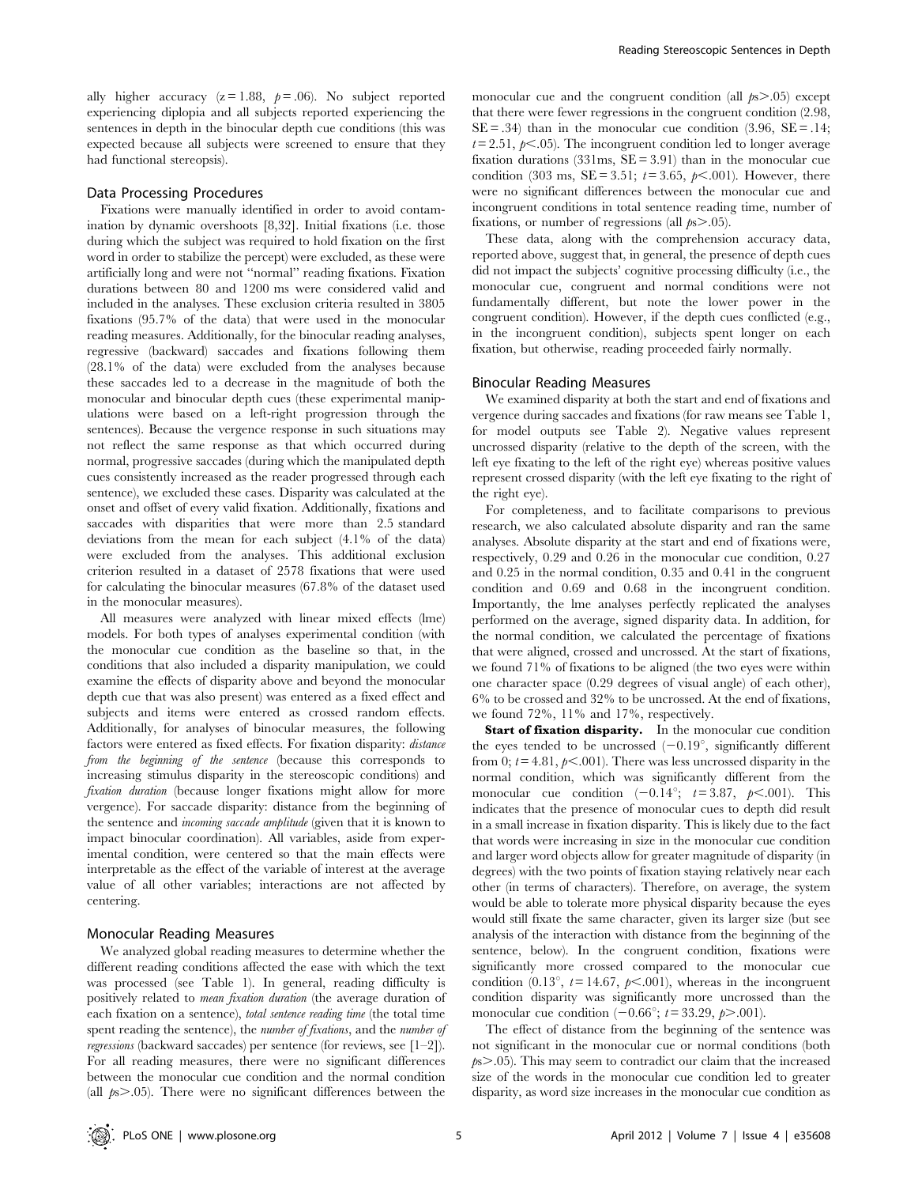ally higher accuracy ($z = 1.88$, $p = .06$). No subject reported experiencing diplopia and all subjects reported experiencing the sentences in depth in the binocular depth cue conditions (this was expected because all subjects were screened to ensure that they had functional stereopsis).

## Data Processing Procedures

Fixations were manually identified in order to avoid contamination by dynamic overshoots [8,32]. Initial fixations (i.e. those during which the subject was required to hold fixation on the first word in order to stabilize the percept) were excluded, as these were artificially long and were not "normal" reading fixations. Fixation durations between 80 and 1200 ms were considered valid and included in the analyses. These exclusion criteria resulted in 3805 fixations (95.7% of the data) that were used in the monocular reading measures. Additionally, for the binocular reading analyses, regressive (backward) saccades and fixations following them (28.1% of the data) were excluded from the analyses because these saccades led to a decrease in the magnitude of both the monocular and binocular depth cues (these experimental manipulations were based on a left-right progression through the sentences). Because the vergence response in such situations may not reflect the same response as that which occurred during normal, progressive saccades (during which the manipulated depth cues consistently increased as the reader progressed through each sentence), we excluded these cases. Disparity was calculated at the onset and offset of every valid fixation. Additionally, fixations and saccades with disparities that were more than 2.5 standard deviations from the mean for each subject (4.1% of the data) were excluded from the analyses. This additional exclusion criterion resulted in a dataset of 2578 fixations that were used for calculating the binocular measures (67.8% of the dataset used in the monocular measures).

All measures were analyzed with linear mixed effects (lme) models. For both types of analyses experimental condition (with the monocular cue condition as the baseline so that, in the conditions that also included a disparity manipulation, we could examine the effects of disparity above and beyond the monocular depth cue that was also present) was entered as a fixed effect and subjects and items were entered as crossed random effects. Additionally, for analyses of binocular measures, the following factors were entered as fixed effects. For fixation disparity: *distance from the beginning of the sentence* (because this corresponds to increasing stimulus disparity in the stereoscopic conditions) and *fixation duration* (because longer fixations might allow for more vergence). For saccade disparity: distance from the beginning of the sentence and *incoming saccade amplitude* (given that it is known to impact binocular coordination). All variables, aside from experimental condition, were centered so that the main effects were interpretable as the effect of the variable of interest at the average value of all other variables; interactions are not affected by centering.

## Monocular Reading Measures

We analyzed global reading measures to determine whether the different reading conditions affected the ease with which the text was processed (see Table 1). In general, reading difficulty is positively related to *mean fixation duration* (the average duration of each fixation on a sentence), *total sentence reading time* (the total time spent reading the sentence), the *number of fixations*, and the *number of regressions* (backward saccades) per sentence (for reviews, see [1–2]). For all reading measures, there were no significant differences between the monocular cue condition and the normal condition (all $ps > .05$). There were no significant differences between the monocular cue and the congruent condition (all $ps > .05$) except that there were fewer regressions in the congruent condition (2.98, $SE = .34$) than in the monocular cue condition (3.96, $SE = .14$; $t = 2.51$, $p < .05$). The incongruent condition led to longer average fixation durations (331ms, $SE = 3.91$) than in the monocular cue condition (303 ms, $SE = 3.51$; $t = 3.65$, $p < .001$). However, there were no significant differences between the monocular cue and incongruent conditions in total sentence reading time, number of fixations, or number of regressions (all $ps > .05$).

These data, along with the comprehension accuracy data, reported above, suggest that, in general, the presence of depth cues did not impact the subjects' cognitive processing difficulty (i.e., the monocular cue, congruent and normal conditions were not fundamentally different, but note the lower power in the congruent condition). However, if the depth cues conflicted (e.g., in the incongruent condition), subjects spent longer on each fixation, but otherwise, reading proceeded fairly normally.

## Binocular Reading Measures

We examined disparity at both the start and end of fixations and vergence during saccades and fixations (for raw means see Table 1, for model outputs see Table 2). Negative values represent uncrossed disparity (relative to the depth of the screen, with the left eye fixating to the left of the right eye) whereas positive values represent crossed disparity (with the left eye fixating to the right of the right eye).

For completeness, and to facilitate comparisons to previous research, we also calculated absolute disparity and ran the same analyses. Absolute disparity at the start and end of fixations were, respectively, 0.29 and 0.26 in the monocular cue condition, 0.27 and 0.25 in the normal condition, 0.35 and 0.41 in the congruent condition and 0.69 and 0.68 in the incongruent condition. Importantly, the lme analyses perfectly replicated the analyses performed on the average, signed disparity data. In addition, for the normal condition, we calculated the percentage of fixations that were aligned, crossed and uncrossed. At the start of fixations, we found 71% of fixations to be aligned (the two eyes were within one character space (0.29 degrees of visual angle) of each other), 6% to be crossed and 32% to be uncrossed. At the end of fixations, we found 72%, 11% and 17%, respectively.

**Start of fixation disparity.** In the monocular cue condition the eyes tended to be uncrossed ($-0.19°$, significantly different from 0; $t = 4.81$, $p < .001$). There was less uncrossed disparity in the normal condition, which was significantly different from the monocular cue condition ($-0.14°$; $t = 3.87$, $p < .001$). This indicates that the presence of monocular cues to depth did result in a small increase in fixation disparity. This is likely due to the fact that words were increasing in size in the monocular cue condition and larger word objects allow for greater magnitude of disparity (in degrees) with the two points of fixation staying relatively near each other (in terms of characters). Therefore, on average, the system would be able to tolerate more physical disparity because the eyes would still fixate the same character, given its larger size (but see analysis of the interaction with distance from the beginning of the sentence, below). In the congruent condition, fixations were significantly more crossed compared to the monocular cue condition ($0.13°$, $t = 14.67$, $p < .001$), whereas in the incongruent condition disparity was significantly more uncrossed than the monocular cue condition ($-0.66°$; $t = 33.29$, $p > .001$).

The effect of distance from the beginning of the sentence was not significant in the monocular cue or normal conditions (both $ps > .05$). This may seem to contradict our claim that the increased size of the words in the monocular cue condition led to greater disparity, as word size increases in the monocular cue condition as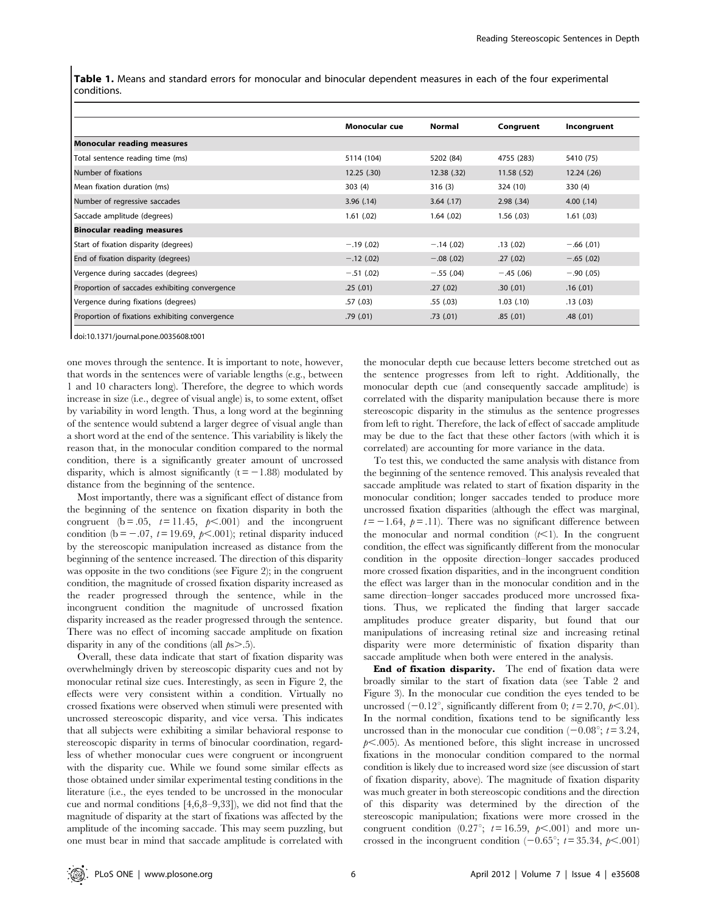**Table 1.** Means and standard errors for monocular and binocular dependent measures in each of the four experimental conditions.

| | Monocular cue | Normal | Congruent | Incongruent |
|---|---|---|---|---|
| **Monocular reading measures** | | | | |
| Total sentence reading time (ms) | 5114 (104) | 5202 (84) | 4755 (283) | 5410 (75) |
| Number of fixations | 12.25 (.30) | 12.38 (.32) | 11.58 (.52) | 12.24 (.26) |
| Mean fixation duration (ms) | 303 (4) | 316 (3) | 324 (10) | 330 (4) |
| Number of regressive saccades | 3.96 (.14) | 3.64 (.17) | 2.98 (.34) | 4.00 (.14) |
| Saccade amplitude (degrees) | 1.61 (.02) | 1.64 (.02) | 1.56 (.03) | 1.61 (.03) |
| **Binocular reading measures** | | | | |
| Start of fixation disparity (degrees) | −.19 (.02) | −.14 (.02) | .13 (.02) | −.66 (.01) |
| End of fixation disparity (degrees) | −.12 (.02) | −.08 (.02) | .27 (.02) | −.65 (.02) |
| Vergence during saccades (degrees) | −.51 (.02) | −.55 (.04) | −.45 (.06) | −.90 (.05) |
| Proportion of saccades exhibiting convergence | .25 (.01) | .27 (.02) | .30 (.01) | .16 (.01) |
| Vergence during fixations (degrees) | .57 (.03) | .55 (.03) | 1.03 (.10) | .13 (.03) |
| Proportion of fixations exhibiting convergence | .79 (.01) | .73 (.01) | .85 (.01) | .48 (.01) |

doi:10.1371/journal.pone.0035608.t001

one moves through the sentence. It is important to note, however, that words in the sentences were of variable lengths (e.g., between 1 and 10 characters long). Therefore, the degree to which words increase in size (i.e., degree of visual angle) is, to some extent, offset by variability in word length. Thus, a long word at the beginning of the sentence would subtend a larger degree of visual angle than a short word at the end of the sentence. This variability is likely the reason that, in the monocular condition compared to the normal condition, there is a significantly greater amount of uncrossed disparity, which is almost significantly ($t = -1.88$) modulated by distance from the beginning of the sentence.

Most importantly, there was a significant effect of distance from the beginning of the sentence on fixation disparity in both the congruent ($b = .05$, $t = 11.45$, $p < .001$) and the incongruent condition ($b = -.07$, $t = 19.69$, $p < .001$); retinal disparity induced by the stereoscopic manipulation increased as distance from the beginning of the sentence increased. The direction of this disparity was opposite in the two conditions (see Figure 2); in the congruent condition, the magnitude of crossed fixation disparity increased as the reader progressed through the sentence, while in the incongruent condition the magnitude of uncrossed fixation disparity increased as the reader progressed through the sentence. There was no effect of incoming saccade amplitude on fixation disparity in any of the conditions (all $ps > .5$).

Overall, these data indicate that start of fixation disparity was overwhelmingly driven by stereoscopic disparity cues and not by monocular retinal size cues. Interestingly, as seen in Figure 2, the effects were very consistent within a condition. Virtually no crossed fixations were observed when stimuli were presented with uncrossed stereoscopic disparity, and vice versa. This indicates that all subjects were exhibiting a similar behavioral response to stereoscopic disparity in terms of binocular coordination, regardless of whether monocular cues were congruent or incongruent with the disparity cue. While we found some similar effects as those obtained under similar experimental testing conditions in the literature (i.e., the eyes tended to be uncrossed in the monocular cue and normal conditions [4,6,8–9,33]), we did not find that the magnitude of disparity at the start of fixations was affected by the amplitude of the incoming saccade. This may seem puzzling, but one must bear in mind that saccade amplitude is correlated with the monocular depth cue because letters become stretched out as the sentence progresses from left to right. Additionally, the monocular depth cue (and consequently saccade amplitude) is correlated with the disparity manipulation because there is more stereoscopic disparity in the stimulus as the sentence progresses from left to right. Therefore, the lack of effect of saccade amplitude may be due to the fact that these other factors (with which it is correlated) are accounting for more variance in the data.

To test this, we conducted the same analysis with distance from the beginning of the sentence removed. This analysis revealed that saccade amplitude was related to start of fixation disparity in the monocular condition; longer saccades tended to produce more uncrossed fixation disparities (although the effect was marginal, $t = -1.64$, $p = .11$). There was no significant difference between the monocular and normal condition ($t < 1$). In the congruent condition, the effect was significantly different from the monocular condition in the opposite direction–longer saccades produced more crossed fixation disparities, and in the incongruent condition the effect was larger than in the monocular condition and in the same direction–longer saccades produced more uncrossed fixations. Thus, we replicated the finding that larger saccade amplitudes produce greater disparity, but found that our manipulations of increasing retinal size and increasing retinal disparity were more deterministic of fixation disparity than saccade amplitude when both were entered in the analysis.

**End of fixation disparity.** The end of fixation data were broadly similar to the start of fixation data (see Table 2 and Figure 3). In the monocular cue condition the eyes tended to be uncrossed ($-0.12^\circ$, significantly different from 0; $t = 2.70$, $p < .01$). In the normal condition, fixations tend to be significantly less uncrossed than in the monocular cue condition ($-0.08^\circ$; $t = 3.24$, $p < .005$). As mentioned before, this slight increase in uncrossed fixations in the monocular condition compared to the normal condition is likely due to increased word size (see discussion of start of fixation disparity, above). The magnitude of fixation disparity was much greater in both stereoscopic conditions and the direction of this disparity was determined by the direction of the stereoscopic manipulation; fixations were more crossed in the congruent condition ($0.27^\circ$; $t = 16.59$, $p < .001$) and more uncrossed in the incongruent condition ($-0.65^\circ$; $t = 35.34$, $p < .001$)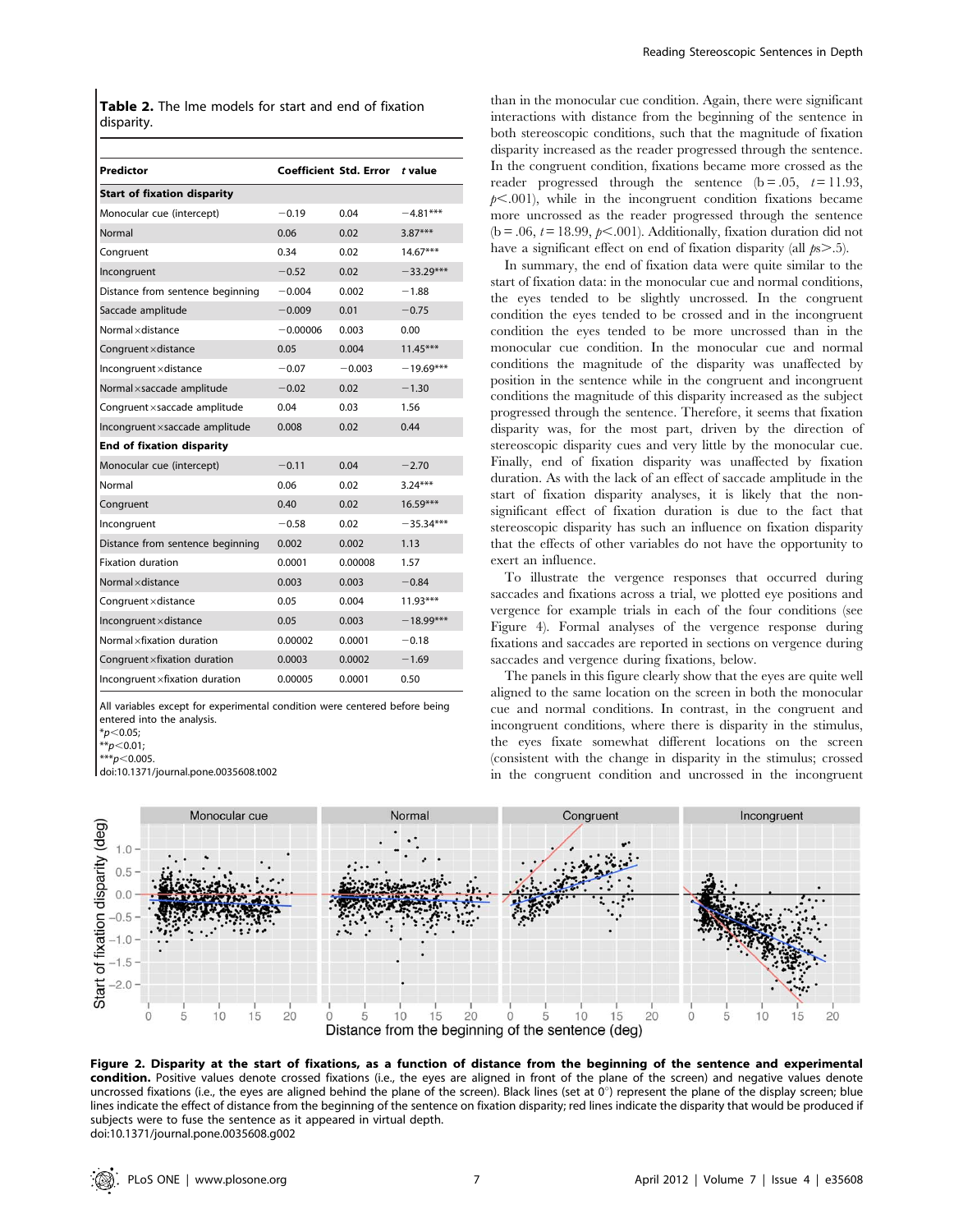**Table 2.** The lme models for start and end of fixation disparity.

| Predictor | Coefficient | Std. Error | *t* value |
|---|---|---|---|
| **Start of fixation disparity** | | | |
| Monocular cue (intercept) | −0.19 | 0.04 | −4.81*** |
| Normal | 0.06 | 0.02 | 3.87*** |
| Congruent | 0.34 | 0.02 | 14.67*** |
| Incongruent | −0.52 | 0.02 | −33.29*** |
| Distance from sentence beginning | −0.004 | 0.002 | −1.88 |
| Saccade amplitude | −0.009 | 0.01 | −0.75 |
| Normal × distance | −0.00006 | 0.003 | 0.00 |
| Congruent × distance | 0.05 | 0.004 | 11.45*** |
| Incongruent × distance | −0.07 | −0.003 | −19.69*** |
| Normal × saccade amplitude | −0.02 | 0.02 | −1.30 |
| Congruent × saccade amplitude | 0.04 | 0.03 | 1.56 |
| Incongruent × saccade amplitude | 0.008 | 0.02 | 0.44 |
| **End of fixation disparity** | | | |
| Monocular cue (intercept) | −0.11 | 0.04 | −2.70 |
| Normal | 0.06 | 0.02 | 3.24*** |
| Congruent | 0.40 | 0.02 | 16.59*** |
| Incongruent | −0.58 | 0.02 | −35.34*** |
| Distance from sentence beginning | 0.002 | 0.002 | 1.13 |
| Fixation duration | 0.0001 | 0.00008 | 1.57 |
| Normal × distance | 0.003 | 0.003 | −0.84 |
| Congruent × distance | 0.05 | 0.004 | 11.93*** |
| Incongruent × distance | 0.05 | 0.003 | −18.99*** |
| Normal × fixation duration | 0.00002 | 0.0001 | −0.18 |
| Congruent × fixation duration | 0.0003 | 0.0002 | −1.69 |
| Incongruent × fixation duration | 0.00005 | 0.0001 | 0.50 |

All variables except for experimental condition were centered before being entered into the analysis.
*$p<0.05$;
**$p<0.01$;
***$p<0.005$.
doi:10.1371/journal.pone.0035608.t002

than in the monocular cue condition. Again, there were significant interactions with distance from the beginning of the sentence in both stereoscopic conditions, such that the magnitude of fixation disparity increased as the reader progressed through the sentence. In the congruent condition, fixations became more crossed as the reader progressed through the sentence ($b = .05$, $t = 11.93$, $p<.001$), while in the incongruent condition fixations became more uncrossed as the reader progressed through the sentence ($b = .06$, $t = 18.99$, $p<.001$). Additionally, fixation duration did not have a significant effect on end of fixation disparity (all $ps>.5$).

In summary, the end of fixation data were quite similar to the start of fixation data: in the monocular cue and normal conditions, the eyes tended to be slightly uncrossed. In the congruent condition the eyes tended to be crossed and in the incongruent condition the eyes tended to be more uncrossed than in the monocular cue condition. In the monocular cue and normal conditions the magnitude of the disparity was unaffected by position in the sentence while in the congruent and incongruent conditions the magnitude of this disparity increased as the subject progressed through the sentence. Therefore, it seems that fixation disparity was, for the most part, driven by the direction of stereoscopic disparity cues and very little by the monocular cue. Finally, end of fixation disparity was unaffected by fixation duration. As with the lack of an effect of saccade amplitude in the start of fixation disparity analyses, it is likely that the non-significant effect of fixation duration is due to the fact that stereoscopic disparity has such an influence on fixation disparity that the effects of other variables do not have the opportunity to exert an influence.

To illustrate the vergence responses that occurred during saccades and fixations across a trial, we plotted eye positions and vergence for example trials in each of the four conditions (see Figure 4). Formal analyses of the vergence response during fixations and saccades are reported in sections on vergence during saccades and vergence during fixations, below.

The panels in this figure clearly show that the eyes are quite well aligned to the same location on the screen in both the monocular cue and normal conditions. In contrast, in the congruent and incongruent conditions, where there is disparity in the stimulus, the eyes fixate somewhat different locations on the screen (consistent with the change in disparity in the stimulus; crossed in the congruent condition and uncrossed in the incongruent

**Figure 2. Disparity at the start of fixations, as a function of distance from the beginning of the sentence and experimental condition.** Positive values denote crossed fixations (i.e., the eyes are aligned in front of the plane of the screen) and negative values denote uncrossed fixations (i.e., the eyes are aligned behind the plane of the screen). Black lines (set at 0°) represent the plane of the display screen; blue lines indicate the effect of distance from the beginning of the sentence on fixation disparity; red lines indicate the disparity that would be produced if subjects were to fuse the sentence as it appeared in virtual depth.
doi:10.1371/journal.pone.0035608.g002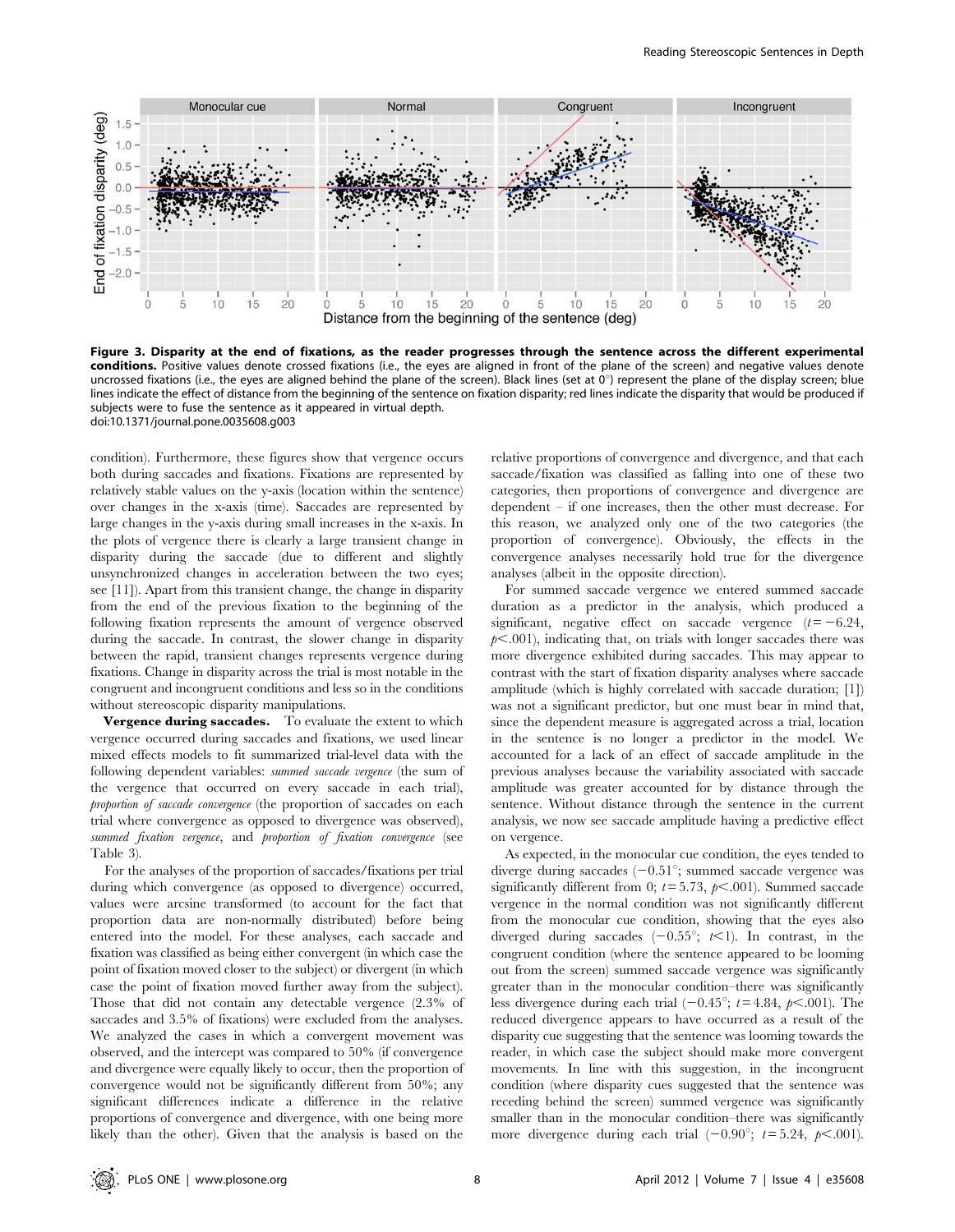Monocular cue
Normal
Congruent
Incongruent
End of fixation disparity (deg)
1.5
1.0
0.5
0.0
−0.5
−1.0
−1.5
−2.0
0 5 10 15 20
Distance from the beginning of the sentence (deg)

**Figure 3. Disparity at the end of fixations, as the reader progresses through the sentence across the different experimental conditions.** Positive values denote crossed fixations (i.e., the eyes are aligned in front of the plane of the screen) and negative values denote uncrossed fixations (i.e., the eyes are aligned behind the plane of the screen). Black lines (set at 0°) represent the plane of the display screen; blue lines indicate the effect of distance from the beginning of the sentence on fixation disparity; red lines indicate the disparity that would be produced if subjects were to fuse the sentence as it appeared in virtual depth.
doi:10.1371/journal.pone.0035608.g003

condition). Furthermore, these figures show that vergence occurs both during saccades and fixations. Fixations are represented by relatively stable values on the y-axis (location within the sentence) over changes in the x-axis (time). Saccades are represented by large changes in the y-axis during small increases in the x-axis. In the plots of vergence there is clearly a large transient change in disparity during the saccade (due to different and slightly unsynchronized changes in acceleration between the two eyes; see [11]). Apart from this transient change, the change in disparity from the end of the previous fixation to the beginning of the following fixation represents the amount of vergence observed during the saccade. In contrast, the slower change in disparity between the rapid, transient changes represents vergence during fixations. Change in disparity across the trial is most notable in the congruent and incongruent conditions and less so in the conditions without stereoscopic disparity manipulations.

**Vergence during saccades.** To evaluate the extent to which vergence occurred during saccades and fixations, we used linear mixed effects models to fit summarized trial-level data with the following dependent variables: *summed saccade vergence* (the sum of the vergence that occurred on every saccade in each trial), *proportion of saccade convergence* (the proportion of saccades on each trial where convergence as opposed to divergence was observed), *summed fixation vergence*, and *proportion of fixation convergence* (see Table 3).

For the analyses of the proportion of saccades/fixations per trial during which convergence (as opposed to divergence) occurred, values were arcsine transformed (to account for the fact that proportion data are non-normally distributed) before being entered into the model. For these analyses, each saccade and fixation was classified as being either convergent (in which case the point of fixation moved closer to the subject) or divergent (in which case the point of fixation moved further away from the subject). Those that did not contain any detectable vergence (2.3% of saccades and 3.5% of fixations) were excluded from the analyses. We analyzed the cases in which a convergent movement was observed, and the intercept was compared to 50% (if convergence and divergence were equally likely to occur, then the proportion of convergence would not be significantly different from 50%; any significant differences indicate a difference in the relative proportions of convergence and divergence, with one being more likely than the other). Given that the analysis is based on the relative proportions of convergence and divergence, and that each saccade/fixation was classified as falling into one of these two categories, then proportions of convergence and divergence are dependent – if one increases, then the other must decrease. For this reason, we analyzed only one of the two categories (the proportion of convergence). Obviously, the effects in the convergence analyses necessarily hold true for the divergence analyses (albeit in the opposite direction).

For summed saccade vergence we entered summed saccade duration as a predictor in the analysis, which produced a significant, negative effect on saccade vergence ($t = -6.24$, $p < .001$), indicating that, on trials with longer saccades there was more divergence exhibited during saccades. This may appear to contrast with the start of fixation disparity analyses where saccade amplitude (which is highly correlated with saccade duration; [1]) was not a significant predictor, but one must bear in mind that, since the dependent measure is aggregated across a trial, location in the sentence is no longer a predictor in the model. We accounted for a lack of an effect of saccade amplitude in the previous analyses because the variability associated with saccade amplitude was greater accounted for by distance through the sentence. Without distance through the sentence in the current analysis, we now see saccade amplitude having a predictive effect on vergence.

As expected, in the monocular cue condition, the eyes tended to diverge during saccades (−0.51°; summed saccade vergence was significantly different from 0; $t = 5.73$, $p < .001$). Summed saccade vergence in the normal condition was not significantly different from the monocular cue condition, showing that the eyes also diverged during saccades (−0.55°; $t < 1$). In contrast, in the congruent condition (where the sentence appeared to be looming out from the screen) summed saccade vergence was significantly greater than in the monocular condition–there was significantly less divergence during each trial (−0.45°; $t = 4.84$, $p < .001$). The reduced divergence appears to have occurred as a result of the disparity cue suggesting that the sentence was looming towards the reader, in which case the subject should make more convergent movements. In line with this suggestion, in the incongruent condition (where disparity cues suggested that the sentence was receding behind the screen) summed vergence was significantly smaller than in the monocular condition–there was significantly more divergence during each trial (−0.90°; $t = 5.24$, $p < .001$).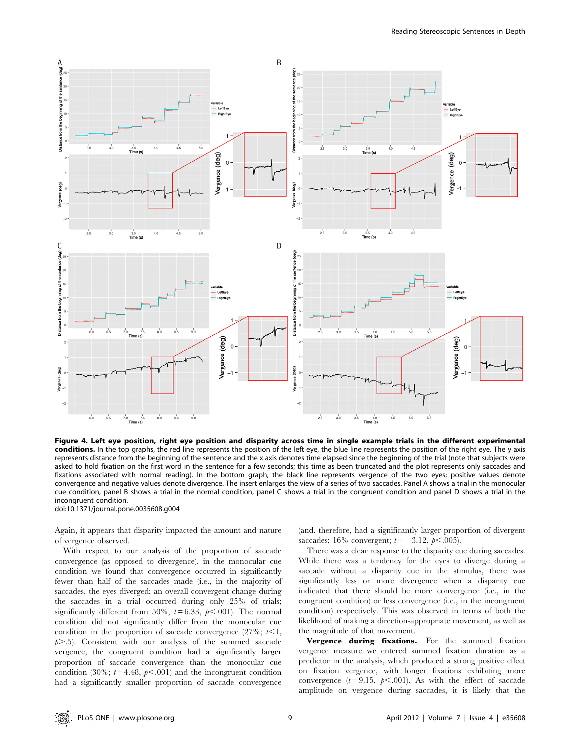**Figure 4. Left eye position, right eye position and disparity across time in single example trials in the different experimental conditions.** In the top graphs, the red line represents the position of the left eye, the blue line represents the position of the right eye. The y axis represents distance from the beginning of the sentence and the x axis denotes time elapsed since the beginning of the trial (note that subjects were asked to hold fixation on the first word in the sentence for a few seconds; this time as been truncated and the plot represents only saccades and fixations associated with normal reading). In the bottom graph, the black line represents vergence of the two eyes; positive values denote convergence and negative values denote divergence. The insert enlarges the view of a series of two saccades. Panel A shows a trial in the monocular cue condition, panel B shows a trial in the normal condition, panel C shows a trial in the congruent condition and panel D shows a trial in the incongruent condition.
doi:10.1371/journal.pone.0035608.g004

Again, it appears that disparity impacted the amount and nature of vergence observed.

With respect to our analysis of the proportion of saccade convergence (as opposed to divergence), in the monocular cue condition we found that convergence occurred in significantly fewer than half of the saccades made (i.e., in the majority of saccades, the eyes diverged; an overall convergent change during the saccades in a trial occurred during only 25% of trials; significantly different from 50%; $t = 6.33$, $p < .001$). The normal condition did not significantly differ from the monocular cue condition in the proportion of saccade convergence (27%; $t < 1$, $p > .5$). Consistent with our analysis of the summed saccade vergence, the congruent condition had a significantly larger proportion of saccade convergence than the monocular cue condition (30%; $t = 4.48$, $p < .001$) and the incongruent condition had a significantly smaller proportion of saccade convergence (and, therefore, had a significantly larger proportion of divergent saccades; 16% convergent; $t = -3.12$, $p < .005$).

There was a clear response to the disparity cue during saccades. While there was a tendency for the eyes to diverge during a saccade without a disparity cue in the stimulus, there was significantly less or more divergence when a disparity cue indicated that there should be more convergence (i.e., in the congruent condition) or less convergence (i.e., in the incongruent condition) respectively. This was observed in terms of both the likelihood of making a direction-appropriate movement, as well as the magnitude of that movement.

**Vergence during fixations.** For the summed fixation vergence measure we entered summed fixation duration as a predictor in the analysis, which produced a strong positive effect on fixation vergence, with longer fixations exhibiting more convergence ($t = 9.15$, $p < .001$). As with the effect of saccade amplitude on vergence during saccades, it is likely that the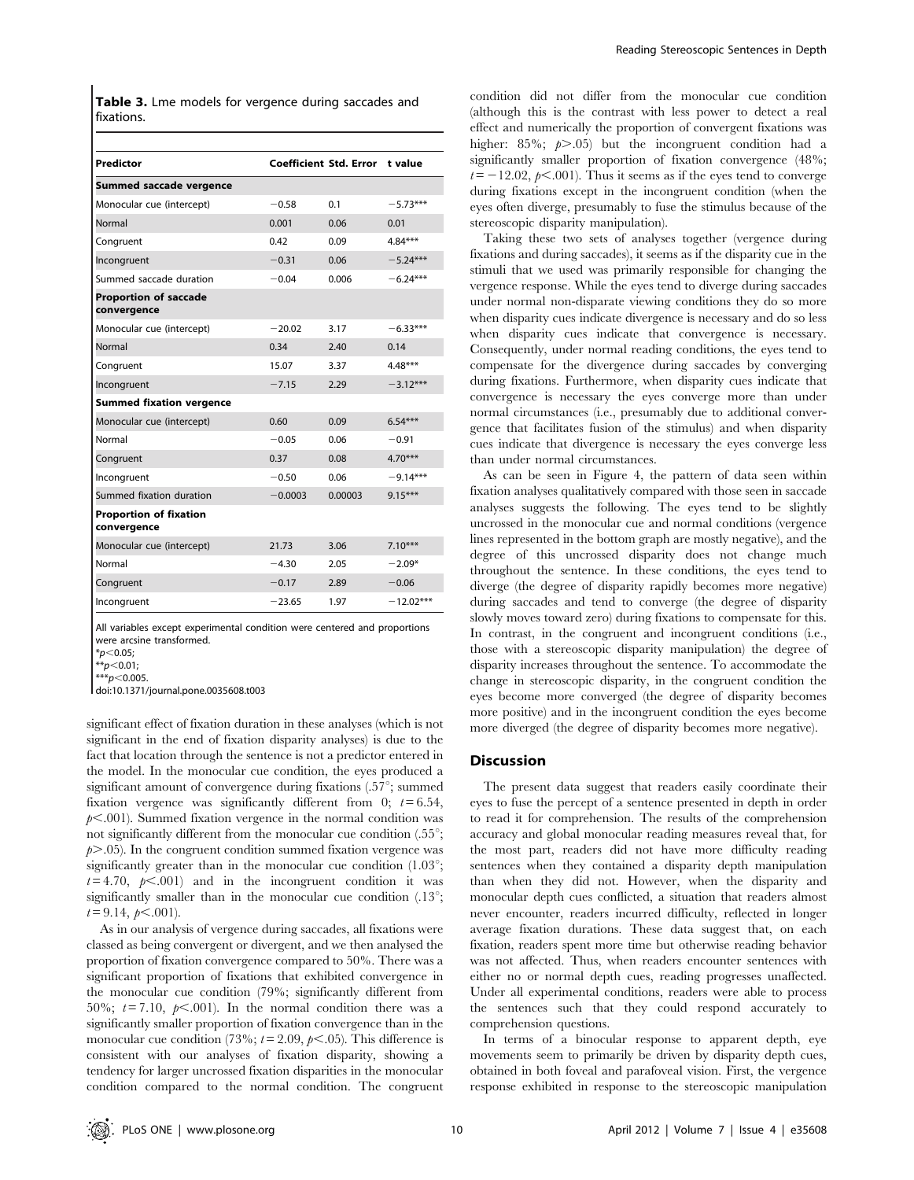**Table 3.** Lme models for vergence during saccades and fixations.

| Predictor | Coefficient | Std. Error | t value |
|---|---|---|---|
| **Summed saccade vergence** | | | |
| Monocular cue (intercept) | −0.58 | 0.1 | −5.73*** |
| Normal | 0.001 | 0.06 | 0.01 |
| Congruent | 0.42 | 0.09 | 4.84*** |
| Incongruent | −0.31 | 0.06 | −5.24*** |
| Summed saccade duration | −0.04 | 0.006 | −6.24*** |
| **Proportion of saccade convergence** | | | |
| Monocular cue (intercept) | −20.02 | 3.17 | −6.33*** |
| Normal | 0.34 | 2.40 | 0.14 |
| Congruent | 15.07 | 3.37 | 4.48*** |
| Incongruent | −7.15 | 2.29 | −3.12*** |
| **Summed fixation vergence** | | | |
| Monocular cue (intercept) | 0.60 | 0.09 | 6.54*** |
| Normal | −0.05 | 0.06 | −0.91 |
| Congruent | 0.37 | 0.08 | 4.70*** |
| Incongruent | −0.50 | 0.06 | −9.14*** |
| Summed fixation duration | −0.0003 | 0.00003 | 9.15*** |
| **Proportion of fixation convergence** | | | |
| Monocular cue (intercept) | 21.73 | 3.06 | 7.10*** |
| Normal | −4.30 | 2.05 | −2.09* |
| Congruent | −0.17 | 2.89 | −0.06 |
| Incongruent | −23.65 | 1.97 | −12.02*** |

All variables except experimental condition were centered and proportions were arcsine transformed.
*$p<0.05$;
**$p<0.01$;
***$p<0.005$.
doi:10.1371/journal.pone.0035608.t003

significant effect of fixation duration in these analyses (which is not significant in the end of fixation disparity analyses) is due to the fact that location through the sentence is not a predictor entered in the model. In the monocular cue condition, the eyes produced a significant amount of convergence during fixations (.57°; summed fixation vergence was significantly different from 0; $t=6.54$, $p<.001$). Summed fixation vergence in the normal condition was not significantly different from the monocular cue condition (.55°; $p>.05$). In the congruent condition summed fixation vergence was significantly greater than in the monocular cue condition (1.03°; $t=4.70$, $p<.001$) and in the incongruent condition it was significantly smaller than in the monocular cue condition (.13°; $t=9.14$, $p<.001$).

As in our analysis of vergence during saccades, all fixations were classed as being convergent or divergent, and we then analysed the proportion of fixation convergence compared to 50%. There was a significant proportion of fixations that exhibited convergence in the monocular cue condition (79%; significantly different from 50%; $t=7.10$, $p<.001$). In the normal condition there was a significantly smaller proportion of fixation convergence than in the monocular cue condition (73%; $t=2.09$, $p<.05$). This difference is consistent with our analyses of fixation disparity, showing a tendency for larger uncrossed fixation disparities in the monocular condition compared to the normal condition. The congruent condition did not differ from the monocular cue condition (although this is the contrast with less power to detect a real effect and numerically the proportion of convergent fixations was higher: 85%; $p>.05$) but the incongruent condition had a significantly smaller proportion of fixation convergence (48%; $t=-12.02$, $p<.001$). Thus it seems as if the eyes tend to converge during fixations except in the incongruent condition (when the eyes often diverge, presumably to fuse the stimulus because of the stereoscopic disparity manipulation).

Taking these two sets of analyses together (vergence during fixations and during saccades), it seems as if the disparity cue in the stimuli that we used was primarily responsible for changing the vergence response. While the eyes tend to diverge during saccades under normal non-disparate viewing conditions they do so more when disparity cues indicate divergence is necessary and do so less when disparity cues indicate that convergence is necessary. Consequently, under normal reading conditions, the eyes tend to compensate for the divergence during saccades by converging during fixations. Furthermore, when disparity cues indicate that convergence is necessary the eyes converge more than under normal circumstances (i.e., presumably due to additional convergence that facilitates fusion of the stimulus) and when disparity cues indicate that divergence is necessary the eyes converge less than under normal circumstances.

As can be seen in Figure 4, the pattern of data seen within fixation analyses qualitatively compared with those seen in saccade analyses suggests the following. The eyes tend to be slightly uncrossed in the monocular cue and normal conditions (vergence lines represented in the bottom graph are mostly negative), and the degree of this uncrossed disparity does not change much throughout the sentence. In these conditions, the eyes tend to diverge (the degree of disparity rapidly becomes more negative) during saccades and tend to converge (the degree of disparity slowly moves toward zero) during fixations to compensate for this. In contrast, in the congruent and incongruent conditions (i.e., those with a stereoscopic disparity manipulation) the degree of disparity increases throughout the sentence. To accommodate the change in stereoscopic disparity, in the congruent condition the eyes become more converged (the degree of disparity becomes more positive) and in the incongruent condition the eyes become more diverged (the degree of disparity becomes more negative).

## Discussion

The present data suggest that readers easily coordinate their eyes to fuse the percept of a sentence presented in depth in order to read it for comprehension. The results of the comprehension accuracy and global monocular reading measures reveal that, for the most part, readers did not have more difficulty reading sentences when they contained a disparity depth manipulation than when they did not. However, when the disparity and monocular depth cues conflicted, a situation that readers almost never encounter, readers incurred difficulty, reflected in longer average fixation durations. These data suggest that, on each fixation, readers spent more time but otherwise reading behavior was not affected. Thus, when readers encounter sentences with either no or normal depth cues, reading progresses unaffected. Under all experimental conditions, readers were able to process the sentences such that they could respond accurately to comprehension questions.

In terms of a binocular response to apparent depth, eye movements seem to primarily be driven by disparity depth cues, obtained in both foveal and parafoveal vision. First, the vergence response exhibited in response to the stereoscopic manipulation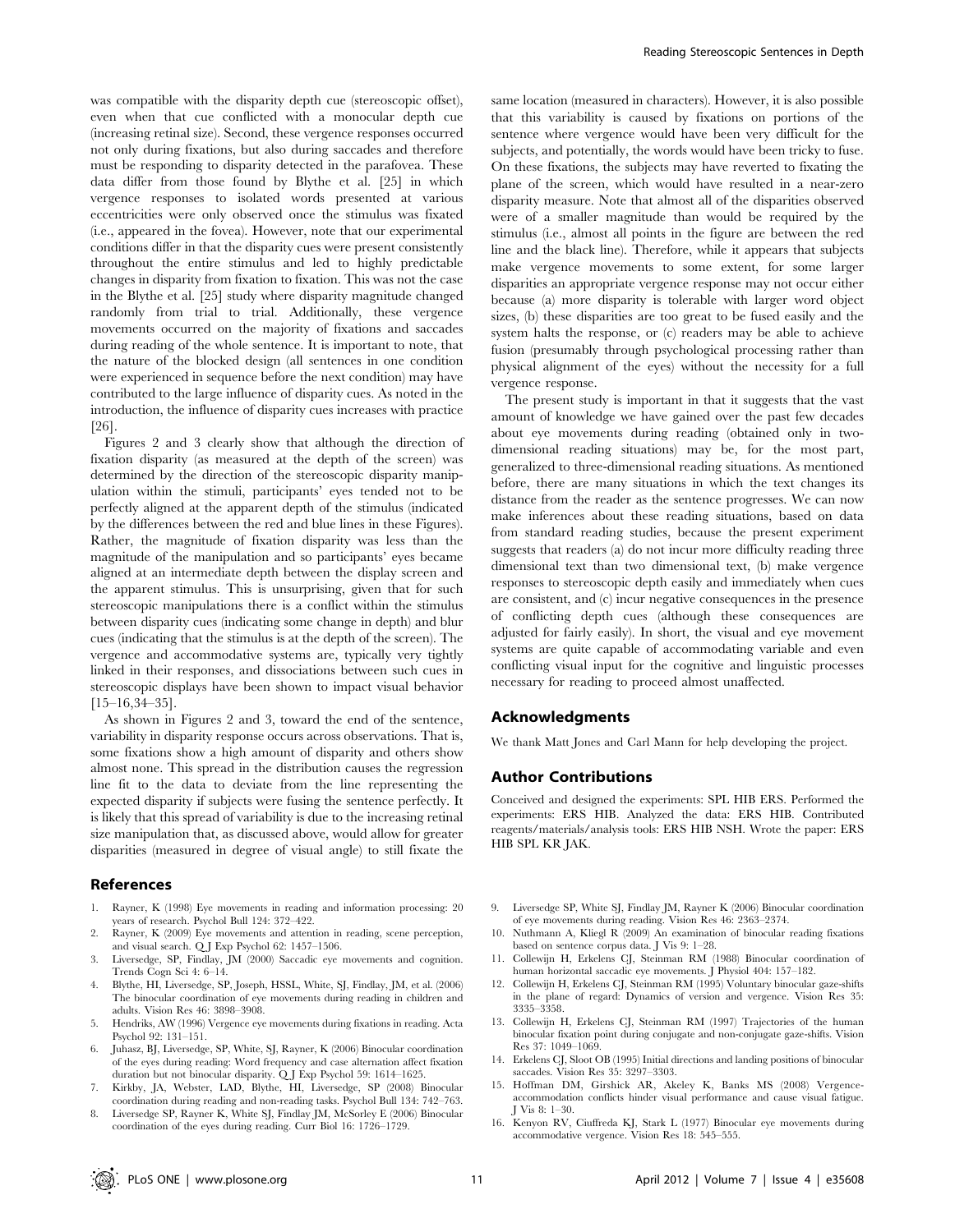was compatible with the disparity depth cue (stereoscopic offset), even when that cue conflicted with a monocular depth cue (increasing retinal size). Second, these vergence responses occurred not only during fixations, but also during saccades and therefore must be responding to disparity detected in the parafovea. These data differ from those found by Blythe et al. [25] in which vergence responses to isolated words presented at various eccentricities were only observed once the stimulus was fixated (i.e., appeared in the fovea). However, note that our experimental conditions differ in that the disparity cues were present consistently throughout the entire stimulus and led to highly predictable changes in disparity from fixation to fixation. This was not the case in the Blythe et al. [25] study where disparity magnitude changed randomly from trial to trial. Additionally, these vergence movements occurred on the majority of fixations and saccades during reading of the whole sentence. It is important to note, that the nature of the blocked design (all sentences in one condition were experienced in sequence before the next condition) may have contributed to the large influence of disparity cues. As noted in the introduction, the influence of disparity cues increases with practice [26].

Figures 2 and 3 clearly show that although the direction of fixation disparity (as measured at the depth of the screen) was determined by the direction of the stereoscopic disparity manipulation within the stimuli, participants' eyes tended not to be perfectly aligned at the apparent depth of the stimulus (indicated by the differences between the red and blue lines in these Figures). Rather, the magnitude of fixation disparity was less than the magnitude of the manipulation and so participants' eyes became aligned at an intermediate depth between the display screen and the apparent stimulus. This is unsurprising, given that for such stereoscopic manipulations there is a conflict within the stimulus between disparity cues (indicating some change in depth) and blur cues (indicating that the stimulus is at the depth of the screen). The vergence and accommodative systems are, typically very tightly linked in their responses, and dissociations between such cues in stereoscopic displays have been shown to impact visual behavior [15–16,34–35].

As shown in Figures 2 and 3, toward the end of the sentence, variability in disparity response occurs across observations. That is, some fixations show a high amount of disparity and others show almost none. This spread in the distribution causes the regression line fit to the data to deviate from the line representing the expected disparity if subjects were fusing the sentence perfectly. It is likely that this spread of variability is due to the increasing retinal size manipulation that, as discussed above, would allow for greater disparities (measured in degree of visual angle) to still fixate the same location (measured in characters). However, it is also possible that this variability is caused by fixations on portions of the sentence where vergence would have been very difficult for the subjects, and potentially, the words would have been tricky to fuse. On these fixations, the subjects may have reverted to fixating the plane of the screen, which would have resulted in a near-zero disparity measure. Note that almost all of the disparities observed were of a smaller magnitude than would be required by the stimulus (i.e., almost all points in the figure are between the red line and the black line). Therefore, while it appears that subjects make vergence movements to some extent, for some larger disparities an appropriate vergence response may not occur either because (a) more disparity is tolerable with larger word object sizes, (b) these disparities are too great to be fused easily and the system halts the response, or (c) readers may be able to achieve fusion (presumably through psychological processing rather than physical alignment of the eyes) without the necessity for a full vergence response.

The present study is important in that it suggests that the vast amount of knowledge we have gained over the past few decades about eye movements during reading (obtained only in two-dimensional reading situations) may be, for the most part, generalized to three-dimensional reading situations. As mentioned before, there are many situations in which the text changes its distance from the reader as the sentence progresses. We can now make inferences about these reading situations, based on data from standard reading studies, because the present experiment suggests that readers (a) do not incur more difficulty reading three dimensional text than two dimensional text, (b) make vergence responses to stereoscopic depth easily and immediately when cues are consistent, and (c) incur negative consequences in the presence of conflicting depth cues (although these consequences are adjusted for fairly easily). In short, the visual and eye movement systems are quite capable of accommodating variable and even conflicting visual input for the cognitive and linguistic processes necessary for reading to proceed almost unaffected.

## Acknowledgments

We thank Matt Jones and Carl Mann for help developing the project.

## Author Contributions

Conceived and designed the experiments: SPL HIB ERS. Performed the experiments: ERS HIB. Analyzed the data: ERS HIB. Contributed reagents/materials/analysis tools: ERS HIB NSH. Wrote the paper: ERS HIB SPL KR JAK.

## References

1. Rayner, K (1998) Eye movements in reading and information processing: 20 years of research. Psychol Bull 124: 372–422.
2. Rayner, K (2009) Eye movements and attention in reading, scene perception, and visual search. Q J Exp Psychol 62: 1457–1506.
3. Liversedge, SP, Findlay, JM (2000) Saccadic eye movements and cognition. Trends Cogn Sci 4: 6–14.
4. Blythe, HI, Liversedge, SP, Joseph, HSSL, White, SJ, Findlay, JM, et al. (2006) The binocular coordination of eye movements during reading in children and adults. Vision Res 46: 3898–3908.
5. Hendriks, AW (1996) Vergence eye movements during fixations in reading. Acta Psychol 92: 131–151.
6. Juhasz, BJ, Liversedge, SP, White, SJ, Rayner, K (2006) Binocular coordination of the eyes during reading: Word frequency and case alternation affect fixation duration but not binocular disparity. Q J Exp Psychol 59: 1614–1625.
7. Kirkby, JA, Webster, LAD, Blythe, HI, Liversedge, SP (2008) Binocular coordination during reading and non-reading tasks. Psychol Bull 134: 742–763.
8. Liversedge SP, Rayner K, White SJ, Findlay JM, McSorley E (2006) Binocular coordination of the eyes during reading. Curr Biol 16: 1726–1729.
9. Liversedge SP, White SJ, Findlay JM, Rayner K (2006) Binocular coordination of eye movements during reading. Vision Res 46: 2363–2374.
10. Nuthmann A, Kliegl R (2009) An examination of binocular reading fixations based on sentence corpus data. J Vis 9: 1–28.
11. Collewijn H, Erkelens CJ, Steinman RM (1988) Binocular coordination of human horizontal saccadic eye movements. J Physiol 404: 157–182.
12. Collewijn H, Erkelens CJ, Steinman RM (1995) Voluntary binocular gaze-shifts in the plane of regard: Dynamics of version and vergence. Vision Res 35: 3335–3358.
13. Collewijn H, Erkelens CJ, Steinman RM (1997) Trajectories of the human binocular fixation point during conjugate and non-conjugate gaze-shifts. Vision Res 37: 1049–1069.
14. Erkelens CJ, Sloot OB (1995) Initial directions and landing positions of binocular saccades. Vision Res 35: 3297–3303.
15. Hoffman DM, Girshick AR, Akeley K, Banks MS (2008) Vergence-accommodation conflicts hinder visual performance and cause visual fatigue. J Vis 8: 1–30.
16. Kenyon RV, Ciuffreda KJ, Stark L (1977) Binocular eye movements during accommodative vergence. Vision Res 18: 545–555.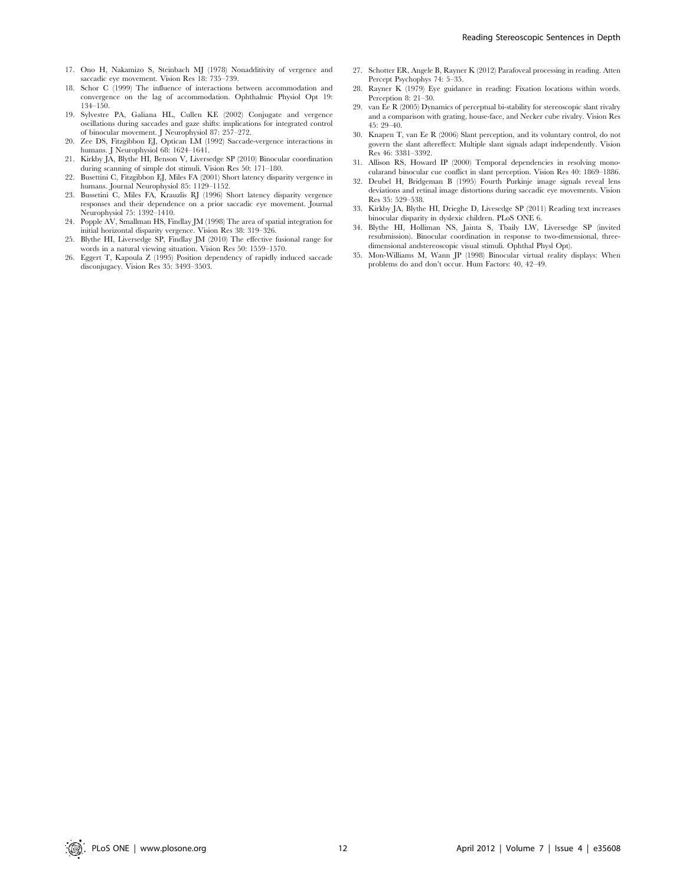17. Ono H, Nakamizo S, Steinbach MJ (1978) Nonadditivity of vergence and saccadic eye movement. Vision Res 18: 735–739.
18. Schor C (1999) The influence of interactions between accommodation and convergence on the lag of accommodation. Ophthalmic Physiol Opt 19: 134–150.
19. Sylvestre PA, Galiana HL, Cullen KE (2002) Conjugate and vergence oscillations during saccades and gaze shifts: implications for integrated control of binocular movement. J Neurophysiol 87: 257–272.
20. Zee DS, Fitzgibbon EJ, Optican LM (1992) Saccade-vergence interactions in humans. J Neurophysiol 68: 1624–1641.
21. Kirkby JA, Blythe HI, Benson V, Liversedge SP (2010) Binocular coordination during scanning of simple dot stimuli. Vision Res 50: 171–180.
22. Busettini C, Fitzgibbon EJ, Miles FA (2001) Short latency disparity vergence in humans. Journal Neurophysiol 85: 1129–1152.
23. Bussetini C, Miles FA, Krauzlis RJ (1996) Short latency disparity vergence responses and their dependence on a prior saccadic eye movement. Journal Neurophysiol 75: 1392–1410.
24. Popple AV, Smallman HS, Findlay JM (1998) The area of spatial integration for initial horizontal disparity vergence. Vision Res 38: 319–326.
25. Blythe HI, Liversedge SP, Findlay JM (2010) The effective fusional range for words in a natural viewing situation. Vision Res 50: 1559–1570.
26. Eggert T, Kapoula Z (1995) Position dependency of rapidly induced saccade disconjugacy. Vision Res 35: 3493–3503.
27. Schotter ER, Angele B, Rayner K (2012) Parafoveal processing in reading. Atten Percept Psychophys 74: 5–35.
28. Rayner K (1979) Eye guidance in reading: Fixation locations within words. Perception 8: 21–30.
29. van Ee R (2005) Dynamics of perceptual bi-stability for stereoscopic slant rivalry and a comparison with grating, house-face, and Necker cube rivalry. Vision Res 45: 29–40.
30. Knapen T, van Ee R (2006) Slant perception, and its voluntary control, do not govern the slant aftereffect: Multiple slant signals adapt independently. Vision Res 46: 3381–3392.
31. Allison RS, Howard IP (2000) Temporal dependencies in resolving monocularand binocular cue conflict in slant perception. Vision Res 40: 1869–1886.
32. Deubel H, Bridgeman B (1995) Fourth Purkinje image signals reveal lens deviations and retinal image distortions during saccadic eye movements. Vision Res 35: 529–538.
33. Kirkby JA, Blythe HI, Drieghe D, Livesedge SP (2011) Reading text increases binocular disparity in dyslexic children. PLoS ONE 6.
34. Blythe HI, Holliman NS, Jainta S, Tbaily LW, Liversedge SP (invited resubmission). Binocular coordination in response to two-dimensional, three-dimensional andstereoscopic visual stimuli. Ophthal Physl Opt).
35. Mon-Williams M, Wann JP (1998) Binocular virtual reality displays: When problems do and don't occur. Hum Factors: 40, 42–49.